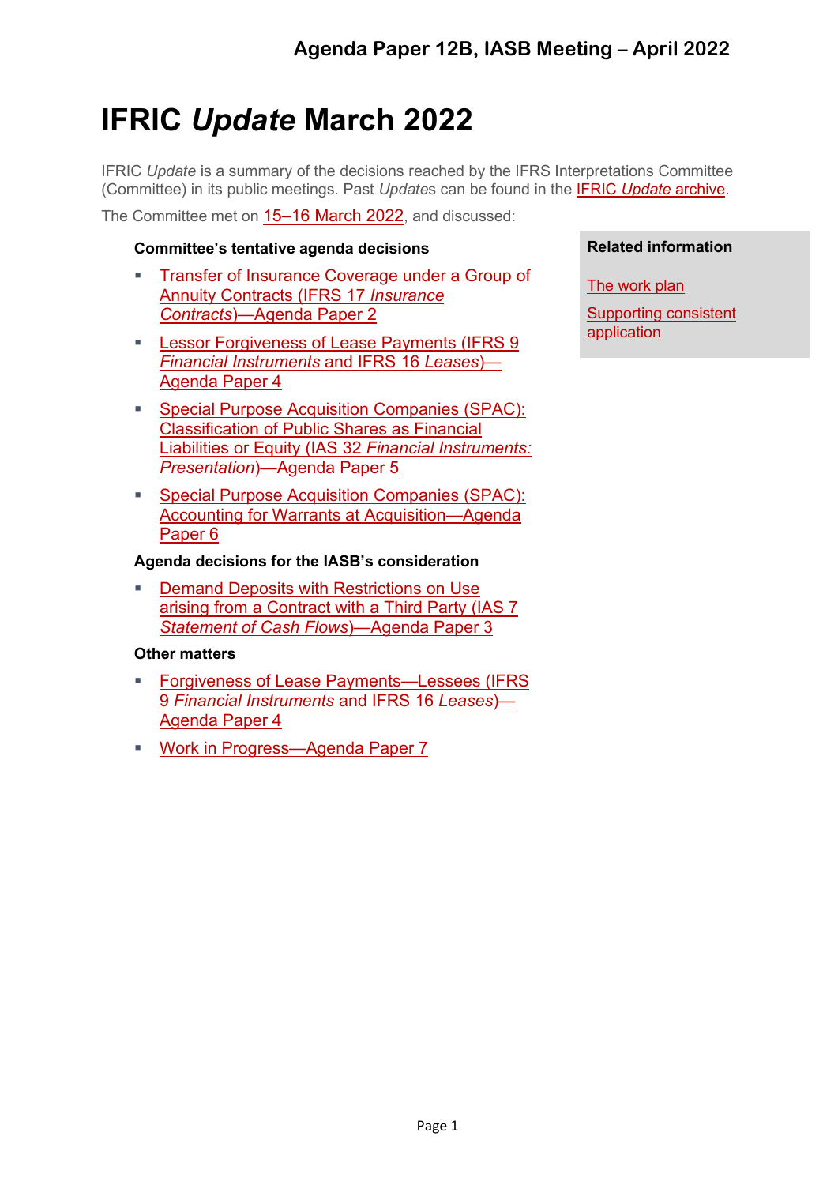# IFRIC *Update* March 2022

IFRIC *Update* is a summary of the decisions reached by the IFRS Interpretations Committee (Committee) in its public meetings. Past *Update*s can be found in the IFRIC *Update* archive.

The Committee met on 15–16 March 2022, and discussed:

**Committee's tentative agenda decisions**

- Transfer of Insurance Coverage under a Group of Annuity Contracts (IFRS 17 *Insurance Contracts*)—Agenda Paper 2
- Lessor Forgiveness of Lease Payments (IFRS 9 *Financial Instruments* and IFRS 16 *Leases*)—Agenda Paper 4
- Special Purpose Acquisition Companies (SPAC): Classification of Public Shares as Financial Liabilities or Equity (IAS 32 *Financial Instruments: Presentation*)—Agenda Paper 5
- Special Purpose Acquisition Companies (SPAC): Accounting for Warrants at Acquisition—Agenda Paper 6

**Agenda decisions for the IASB's consideration**

- Demand Deposits with Restrictions on Use arising from a Contract with a Third Party (IAS 7 *Statement of Cash Flows*)—Agenda Paper 3

**Other matters**

- Forgiveness of Lease Payments—Lessees (IFRS 9 *Financial Instruments* and IFRS 16 *Leases*)—Agenda Paper 4
- Work in Progress—Agenda Paper 7

**Related information**

The work plan

Supporting consistent application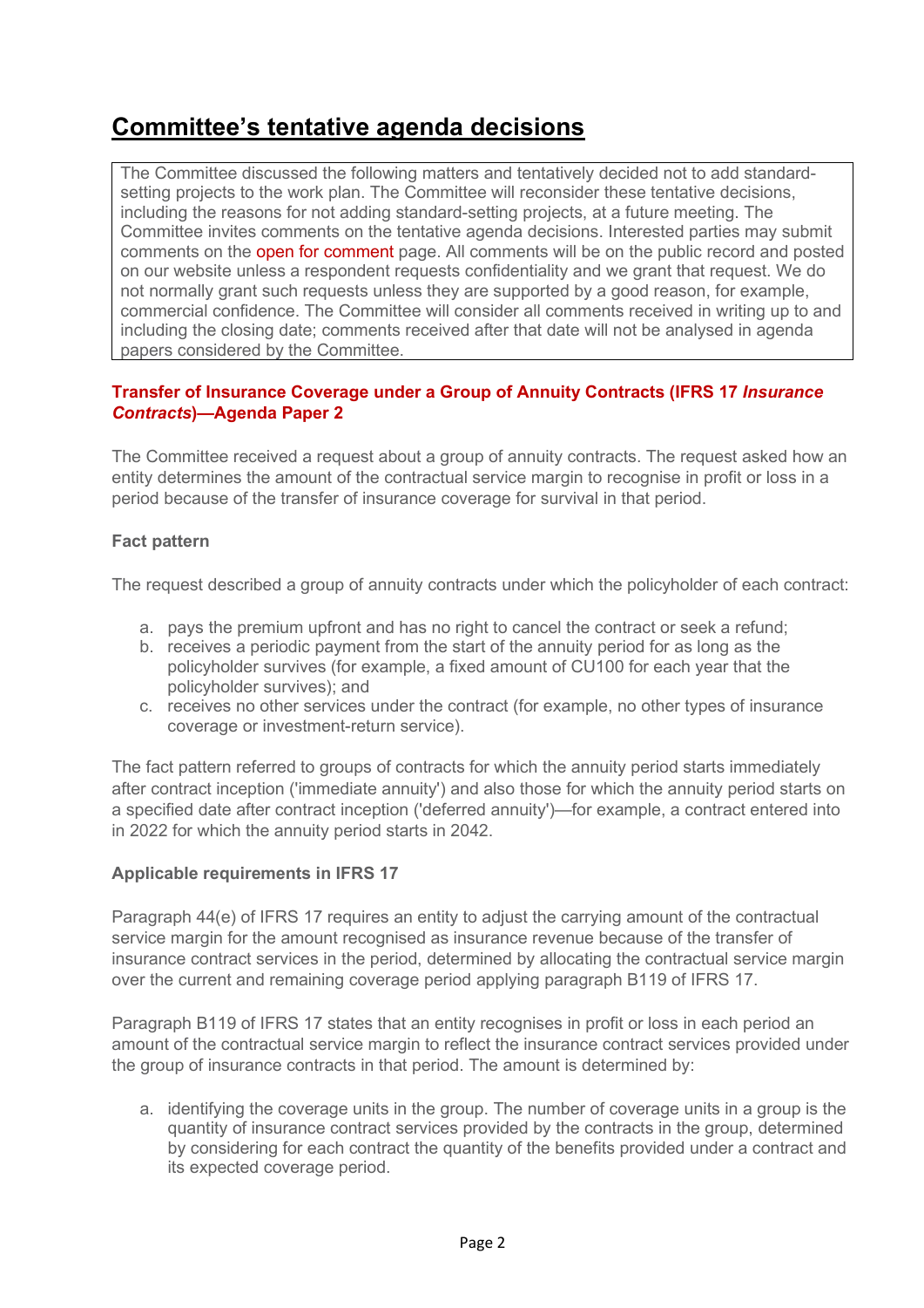# Committee's tentative agenda decisions

The Committee discussed the following matters and tentatively decided not to add standard-setting projects to the work plan. The Committee will reconsider these tentative decisions, including the reasons for not adding standard-setting projects, at a future meeting. The Committee invites comments on the tentative agenda decisions. Interested parties may submit comments on the open for comment page. All comments will be on the public record and posted on our website unless a respondent requests confidentiality and we grant that request. We do not normally grant such requests unless they are supported by a good reason, for example, commercial confidence. The Committee will consider all comments received in writing up to and including the closing date; comments received after that date will not be analysed in agenda papers considered by the Committee.

### Transfer of Insurance Coverage under a Group of Annuity Contracts (IFRS 17 *Insurance Contracts*)—Agenda Paper 2

The Committee received a request about a group of annuity contracts. The request asked how an entity determines the amount of the contractual service margin to recognise in profit or loss in a period because of the transfer of insurance coverage for survival in that period.

#### Fact pattern

The request described a group of annuity contracts under which the policyholder of each contract:

a. pays the premium upfront and has no right to cancel the contract or seek a refund;
b. receives a periodic payment from the start of the annuity period for as long as the policyholder survives (for example, a fixed amount of CU100 for each year that the policyholder survives); and
c. receives no other services under the contract (for example, no other types of insurance coverage or investment-return service).

The fact pattern referred to groups of contracts for which the annuity period starts immediately after contract inception ('immediate annuity') and also those for which the annuity period starts on a specified date after contract inception ('deferred annuity')—for example, a contract entered into in 2022 for which the annuity period starts in 2042.

#### Applicable requirements in IFRS 17

Paragraph 44(e) of IFRS 17 requires an entity to adjust the carrying amount of the contractual service margin for the amount recognised as insurance revenue because of the transfer of insurance contract services in the period, determined by allocating the contractual service margin over the current and remaining coverage period applying paragraph B119 of IFRS 17.

Paragraph B119 of IFRS 17 states that an entity recognises in profit or loss in each period an amount of the contractual service margin to reflect the insurance contract services provided under the group of insurance contracts in that period. The amount is determined by:

a. identifying the coverage units in the group. The number of coverage units in a group is the quantity of insurance contract services provided by the contracts in the group, determined by considering for each contract the quantity of the benefits provided under a contract and its expected coverage period.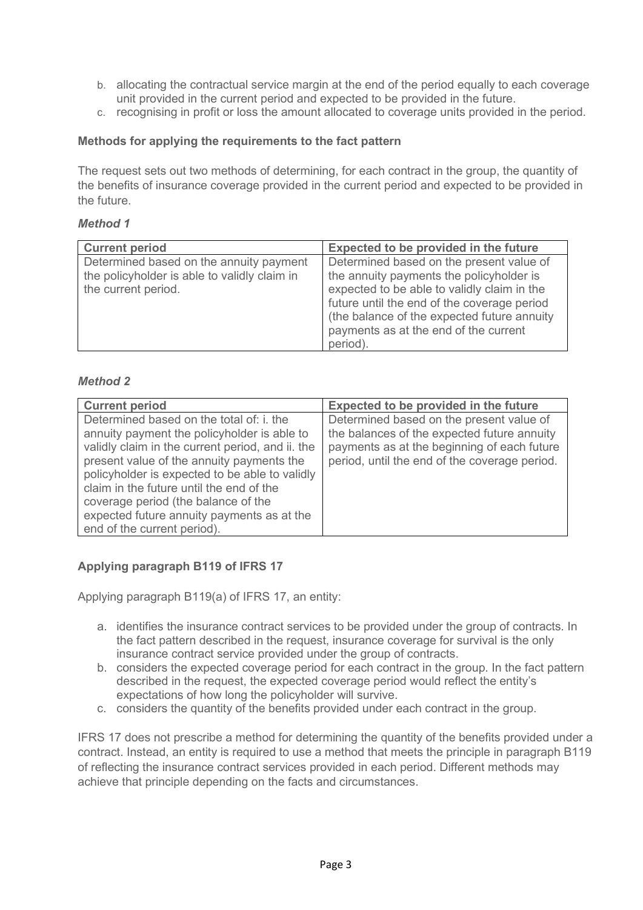b. allocating the contractual service margin at the end of the period equally to each coverage unit provided in the current period and expected to be provided in the future.
c. recognising in profit or loss the amount allocated to coverage units provided in the period.

### Methods for applying the requirements to the fact pattern

The request sets out two methods of determining, for each contract in the group, the quantity of the benefits of insurance coverage provided in the current period and expected to be provided in the future.

#### *Method 1*

| Current period | Expected to be provided in the future |
|---|---|
| Determined based on the annuity payment the policyholder is able to validly claim in the current period. | Determined based on the present value of the annuity payments the policyholder is expected to be able to validly claim in the future until the end of the coverage period (the balance of the expected future annuity payments as at the end of the current period). |

#### *Method 2*

| Current period | Expected to be provided in the future |
|---|---|
| Determined based on the total of: i. the annuity payment the policyholder is able to validly claim in the current period, and ii. the present value of the annuity payments the policyholder is expected to be able to validly claim in the future until the end of the coverage period (the balance of the expected future annuity payments as at the end of the current period). | Determined based on the present value of the balances of the expected future annuity payments as at the beginning of each future period, until the end of the coverage period. |

### Applying paragraph B119 of IFRS 17

Applying paragraph B119(a) of IFRS 17, an entity:

a. identifies the insurance contract services to be provided under the group of contracts. In the fact pattern described in the request, insurance coverage for survival is the only insurance contract service provided under the group of contracts.
b. considers the expected coverage period for each contract in the group. In the fact pattern described in the request, the expected coverage period would reflect the entity's expectations of how long the policyholder will survive.
c. considers the quantity of the benefits provided under each contract in the group.

IFRS 17 does not prescribe a method for determining the quantity of the benefits provided under a contract. Instead, an entity is required to use a method that meets the principle in paragraph B119 of reflecting the insurance contract services provided in each period. Different methods may achieve that principle depending on the facts and circumstances.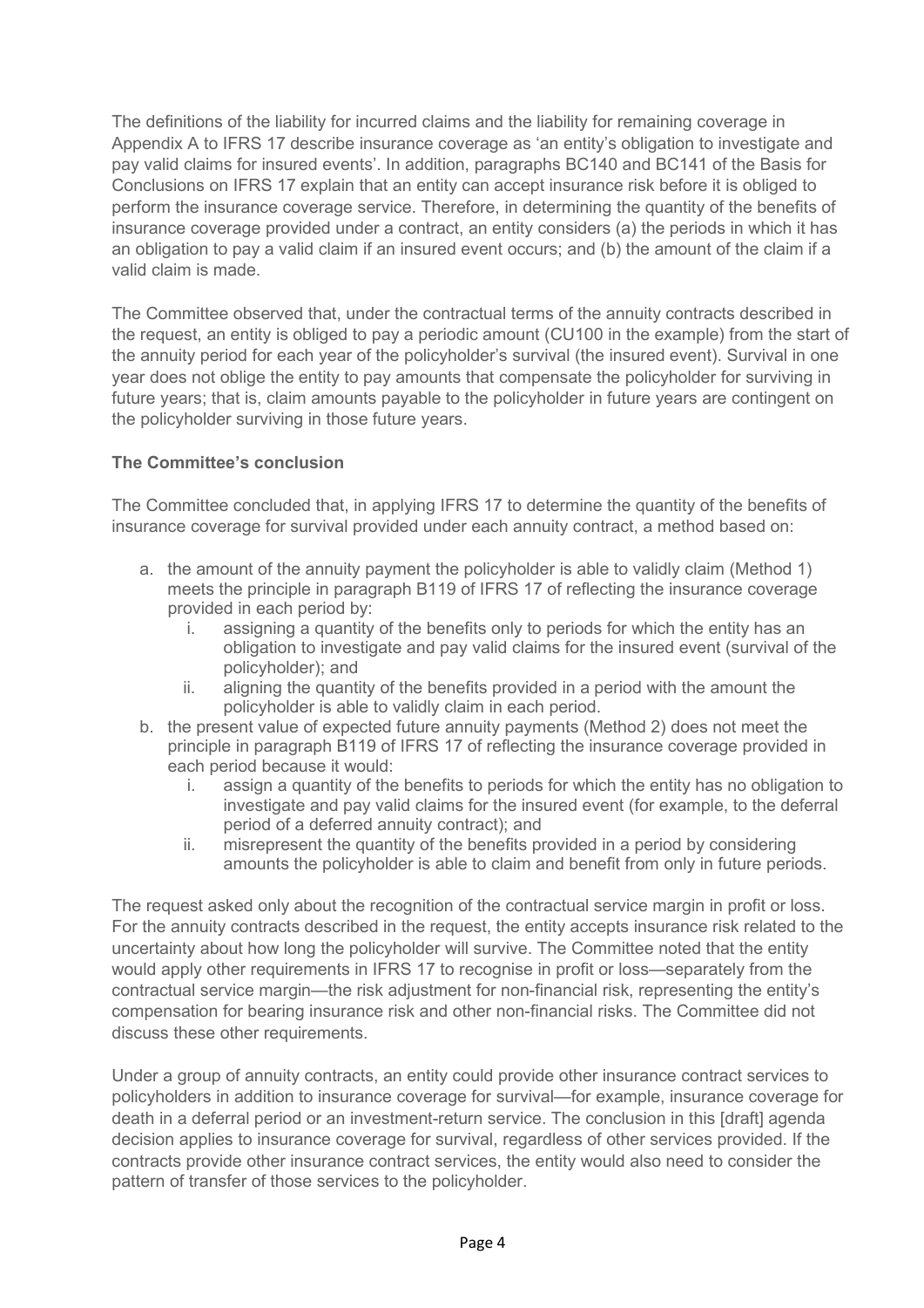The definitions of the liability for incurred claims and the liability for remaining coverage in Appendix A to IFRS 17 describe insurance coverage as 'an entity's obligation to investigate and pay valid claims for insured events'. In addition, paragraphs BC140 and BC141 of the Basis for Conclusions on IFRS 17 explain that an entity can accept insurance risk before it is obliged to perform the insurance coverage service. Therefore, in determining the quantity of the benefits of insurance coverage provided under a contract, an entity considers (a) the periods in which it has an obligation to pay a valid claim if an insured event occurs; and (b) the amount of the claim if a valid claim is made.

The Committee observed that, under the contractual terms of the annuity contracts described in the request, an entity is obliged to pay a periodic amount (CU100 in the example) from the start of the annuity period for each year of the policyholder's survival (the insured event). Survival in one year does not oblige the entity to pay amounts that compensate the policyholder for surviving in future years; that is, claim amounts payable to the policyholder in future years are contingent on the policyholder surviving in those future years.

**The Committee's conclusion**

The Committee concluded that, in applying IFRS 17 to determine the quantity of the benefits of insurance coverage for survival provided under each annuity contract, a method based on:

a. the amount of the annuity payment the policyholder is able to validly claim (Method 1) meets the principle in paragraph B119 of IFRS 17 of reflecting the insurance coverage provided in each period by:
   i. assigning a quantity of the benefits only to periods for which the entity has an obligation to investigate and pay valid claims for the insured event (survival of the policyholder); and
   ii. aligning the quantity of the benefits provided in a period with the amount the policyholder is able to validly claim in each period.
b. the present value of expected future annuity payments (Method 2) does not meet the principle in paragraph B119 of IFRS 17 of reflecting the insurance coverage provided in each period because it would:
   i. assign a quantity of the benefits to periods for which the entity has no obligation to investigate and pay valid claims for the insured event (for example, to the deferral period of a deferred annuity contract); and
   ii. misrepresent the quantity of the benefits provided in a period by considering amounts the policyholder is able to claim and benefit from only in future periods.

The request asked only about the recognition of the contractual service margin in profit or loss. For the annuity contracts described in the request, the entity accepts insurance risk related to the uncertainty about how long the policyholder will survive. The Committee noted that the entity would apply other requirements in IFRS 17 to recognise in profit or loss—separately from the contractual service margin—the risk adjustment for non-financial risk, representing the entity's compensation for bearing insurance risk and other non-financial risks. The Committee did not discuss these other requirements.

Under a group of annuity contracts, an entity could provide other insurance contract services to policyholders in addition to insurance coverage for survival—for example, insurance coverage for death in a deferral period or an investment-return service. The conclusion in this [draft] agenda decision applies to insurance coverage for survival, regardless of other services provided. If the contracts provide other insurance contract services, the entity would also need to consider the pattern of transfer of those services to the policyholder.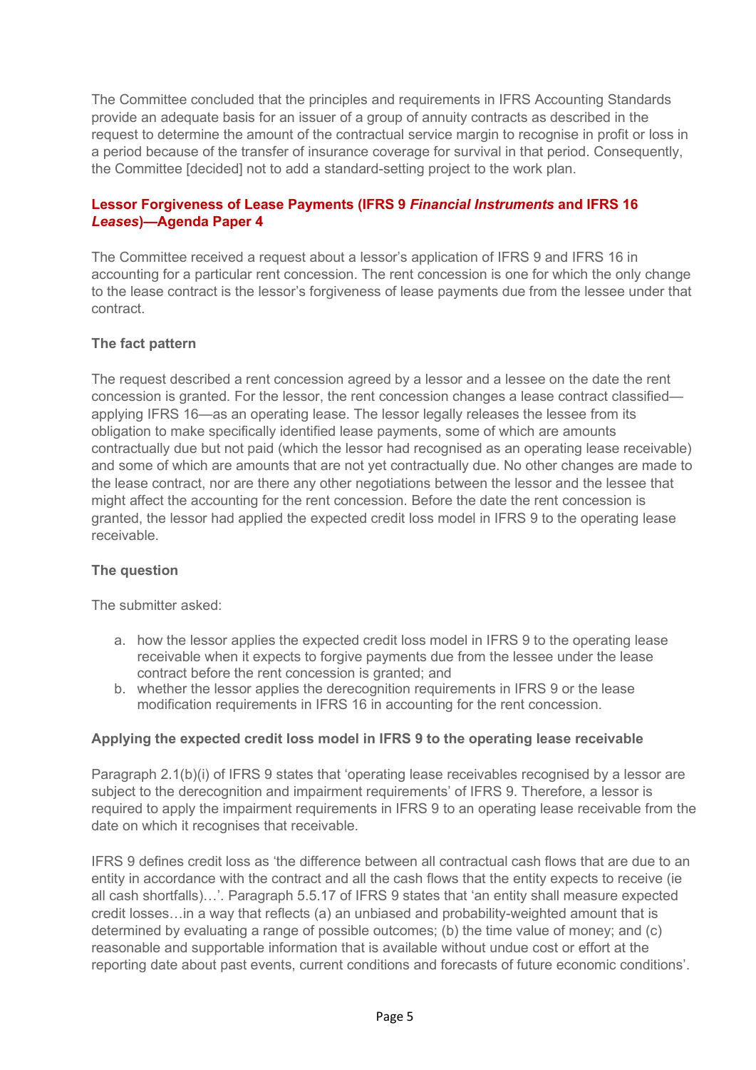The Committee concluded that the principles and requirements in IFRS Accounting Standards provide an adequate basis for an issuer of a group of annuity contracts as described in the request to determine the amount of the contractual service margin to recognise in profit or loss in a period because of the transfer of insurance coverage for survival in that period. Consequently, the Committee [decided] not to add a standard-setting project to the work plan.

## Lessor Forgiveness of Lease Payments (IFRS 9 *Financial Instruments* and IFRS 16 *Leases*)—Agenda Paper 4

The Committee received a request about a lessor's application of IFRS 9 and IFRS 16 in accounting for a particular rent concession. The rent concession is one for which the only change to the lease contract is the lessor's forgiveness of lease payments due from the lessee under that contract.

### The fact pattern

The request described a rent concession agreed by a lessor and a lessee on the date the rent concession is granted. For the lessor, the rent concession changes a lease contract classified—applying IFRS 16—as an operating lease. The lessor legally releases the lessee from its obligation to make specifically identified lease payments, some of which are amounts contractually due but not paid (which the lessor had recognised as an operating lease receivable) and some of which are amounts that are not yet contractually due. No other changes are made to the lease contract, nor are there any other negotiations between the lessor and the lessee that might affect the accounting for the rent concession. Before the date the rent concession is granted, the lessor had applied the expected credit loss model in IFRS 9 to the operating lease receivable.

### The question

The submitter asked:

a. how the lessor applies the expected credit loss model in IFRS 9 to the operating lease receivable when it expects to forgive payments due from the lessee under the lease contract before the rent concession is granted; and
b. whether the lessor applies the derecognition requirements in IFRS 9 or the lease modification requirements in IFRS 16 in accounting for the rent concession.

### Applying the expected credit loss model in IFRS 9 to the operating lease receivable

Paragraph 2.1(b)(i) of IFRS 9 states that 'operating lease receivables recognised by a lessor are subject to the derecognition and impairment requirements' of IFRS 9. Therefore, a lessor is required to apply the impairment requirements in IFRS 9 to an operating lease receivable from the date on which it recognises that receivable.

IFRS 9 defines credit loss as 'the difference between all contractual cash flows that are due to an entity in accordance with the contract and all the cash flows that the entity expects to receive (ie all cash shortfalls)…'. Paragraph 5.5.17 of IFRS 9 states that 'an entity shall measure expected credit losses…in a way that reflects (a) an unbiased and probability-weighted amount that is determined by evaluating a range of possible outcomes; (b) the time value of money; and (c) reasonable and supportable information that is available without undue cost or effort at the reporting date about past events, current conditions and forecasts of future economic conditions'.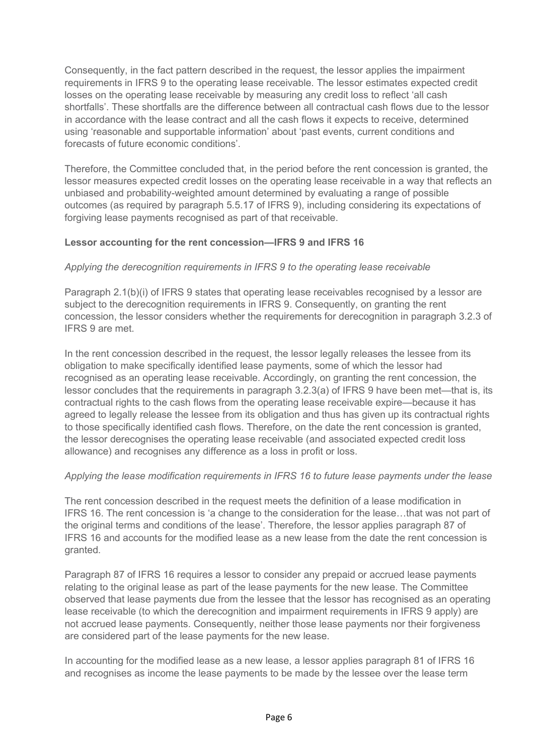Consequently, in the fact pattern described in the request, the lessor applies the impairment requirements in IFRS 9 to the operating lease receivable. The lessor estimates expected credit losses on the operating lease receivable by measuring any credit loss to reflect 'all cash shortfalls'. These shortfalls are the difference between all contractual cash flows due to the lessor in accordance with the lease contract and all the cash flows it expects to receive, determined using 'reasonable and supportable information' about 'past events, current conditions and forecasts of future economic conditions'.

Therefore, the Committee concluded that, in the period before the rent concession is granted, the lessor measures expected credit losses on the operating lease receivable in a way that reflects an unbiased and probability-weighted amount determined by evaluating a range of possible outcomes (as required by paragraph 5.5.17 of IFRS 9), including considering its expectations of forgiving lease payments recognised as part of that receivable.

**Lessor accounting for the rent concession—IFRS 9 and IFRS 16**

*Applying the derecognition requirements in IFRS 9 to the operating lease receivable*

Paragraph 2.1(b)(i) of IFRS 9 states that operating lease receivables recognised by a lessor are subject to the derecognition requirements in IFRS 9. Consequently, on granting the rent concession, the lessor considers whether the requirements for derecognition in paragraph 3.2.3 of IFRS 9 are met.

In the rent concession described in the request, the lessor legally releases the lessee from its obligation to make specifically identified lease payments, some of which the lessor had recognised as an operating lease receivable. Accordingly, on granting the rent concession, the lessor concludes that the requirements in paragraph 3.2.3(a) of IFRS 9 have been met—that is, its contractual rights to the cash flows from the operating lease receivable expire—because it has agreed to legally release the lessee from its obligation and thus has given up its contractual rights to those specifically identified cash flows. Therefore, on the date the rent concession is granted, the lessor derecognises the operating lease receivable (and associated expected credit loss allowance) and recognises any difference as a loss in profit or loss.

*Applying the lease modification requirements in IFRS 16 to future lease payments under the lease*

The rent concession described in the request meets the definition of a lease modification in IFRS 16. The rent concession is 'a change to the consideration for the lease…that was not part of the original terms and conditions of the lease'. Therefore, the lessor applies paragraph 87 of IFRS 16 and accounts for the modified lease as a new lease from the date the rent concession is granted.

Paragraph 87 of IFRS 16 requires a lessor to consider any prepaid or accrued lease payments relating to the original lease as part of the lease payments for the new lease. The Committee observed that lease payments due from the lessee that the lessor has recognised as an operating lease receivable (to which the derecognition and impairment requirements in IFRS 9 apply) are not accrued lease payments. Consequently, neither those lease payments nor their forgiveness are considered part of the lease payments for the new lease.

In accounting for the modified lease as a new lease, a lessor applies paragraph 81 of IFRS 16 and recognises as income the lease payments to be made by the lessee over the lease term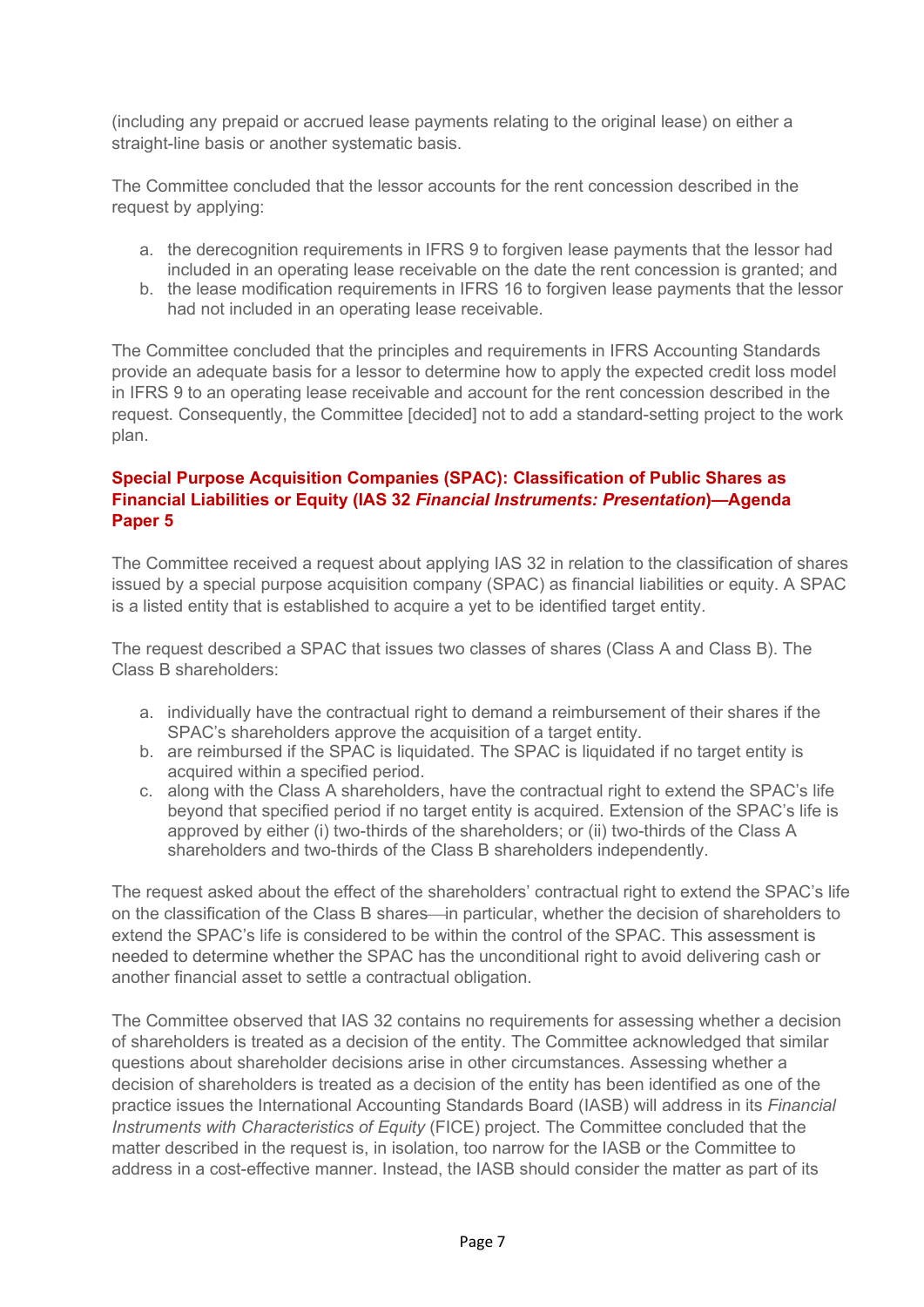(including any prepaid or accrued lease payments relating to the original lease) on either a straight-line basis or another systematic basis.

The Committee concluded that the lessor accounts for the rent concession described in the request by applying:

a. the derecognition requirements in IFRS 9 to forgiven lease payments that the lessor had included in an operating lease receivable on the date the rent concession is granted; and
b. the lease modification requirements in IFRS 16 to forgiven lease payments that the lessor had not included in an operating lease receivable.

The Committee concluded that the principles and requirements in IFRS Accounting Standards provide an adequate basis for a lessor to determine how to apply the expected credit loss model in IFRS 9 to an operating lease receivable and account for the rent concession described in the request. Consequently, the Committee [decided] not to add a standard-setting project to the work plan.

### Special Purpose Acquisition Companies (SPAC): Classification of Public Shares as Financial Liabilities or Equity (IAS 32 *Financial Instruments: Presentation*)—Agenda Paper 5

The Committee received a request about applying IAS 32 in relation to the classification of shares issued by a special purpose acquisition company (SPAC) as financial liabilities or equity. A SPAC is a listed entity that is established to acquire a yet to be identified target entity.

The request described a SPAC that issues two classes of shares (Class A and Class B). The Class B shareholders:

a. individually have the contractual right to demand a reimbursement of their shares if the SPAC's shareholders approve the acquisition of a target entity.
b. are reimbursed if the SPAC is liquidated. The SPAC is liquidated if no target entity is acquired within a specified period.
c. along with the Class A shareholders, have the contractual right to extend the SPAC's life beyond that specified period if no target entity is acquired. Extension of the SPAC's life is approved by either (i) two-thirds of the shareholders; or (ii) two-thirds of the Class A shareholders and two-thirds of the Class B shareholders independently.

The request asked about the effect of the shareholders' contractual right to extend the SPAC's life on the classification of the Class B shares—in particular, whether the decision of shareholders to extend the SPAC's life is considered to be within the control of the SPAC. This assessment is needed to determine whether the SPAC has the unconditional right to avoid delivering cash or another financial asset to settle a contractual obligation.

The Committee observed that IAS 32 contains no requirements for assessing whether a decision of shareholders is treated as a decision of the entity. The Committee acknowledged that similar questions about shareholder decisions arise in other circumstances. Assessing whether a decision of shareholders is treated as a decision of the entity has been identified as one of the practice issues the International Accounting Standards Board (IASB) will address in its *Financial Instruments with Characteristics of Equity* (FICE) project. The Committee concluded that the matter described in the request is, in isolation, too narrow for the IASB or the Committee to address in a cost-effective manner. Instead, the IASB should consider the matter as part of its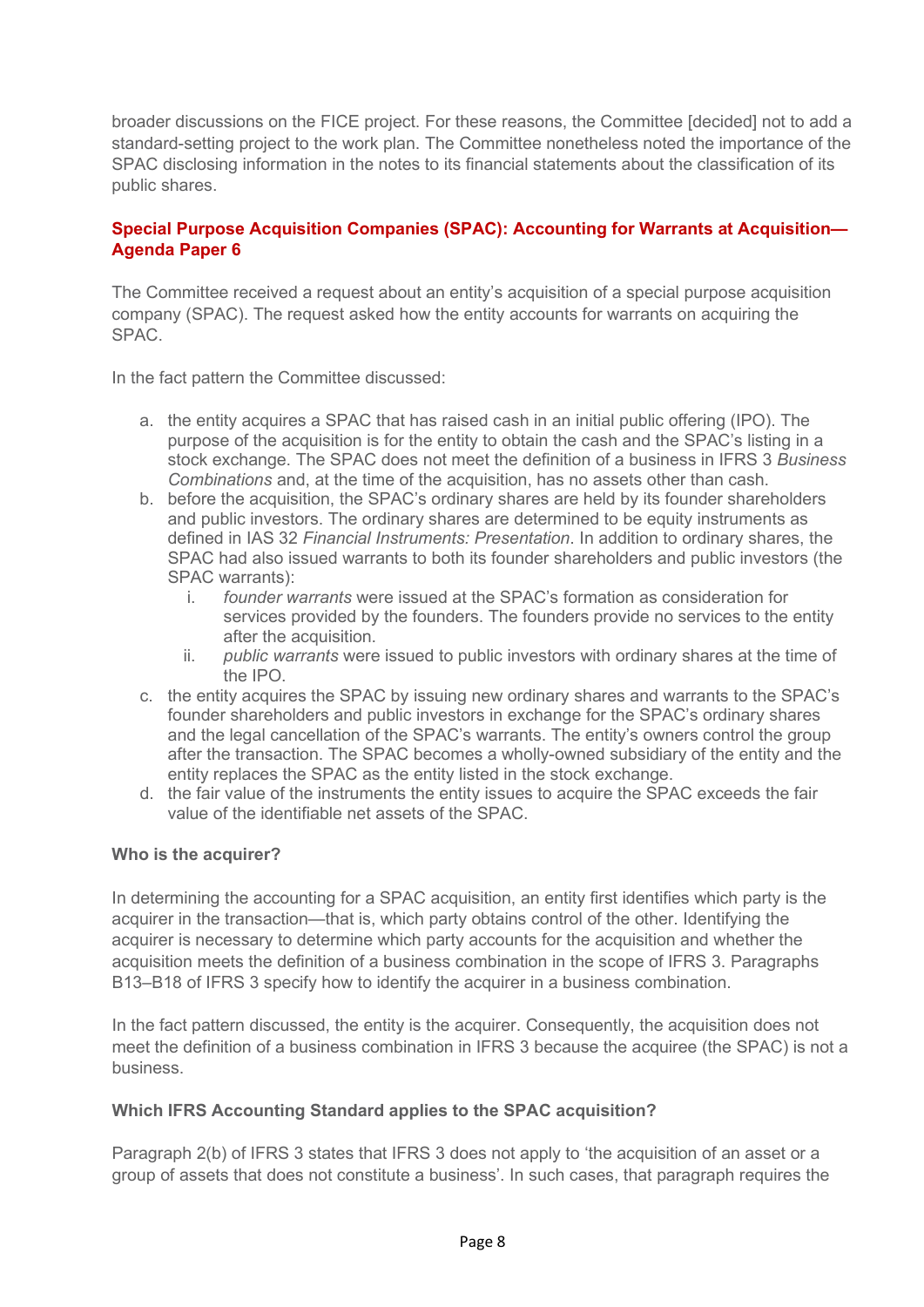broader discussions on the FICE project. For these reasons, the Committee [decided] not to add a standard-setting project to the work plan. The Committee nonetheless noted the importance of the SPAC disclosing information in the notes to its financial statements about the classification of its public shares.

## Special Purpose Acquisition Companies (SPAC): Accounting for Warrants at Acquisition—Agenda Paper 6

The Committee received a request about an entity's acquisition of a special purpose acquisition company (SPAC). The request asked how the entity accounts for warrants on acquiring the SPAC.

In the fact pattern the Committee discussed:

a. the entity acquires a SPAC that has raised cash in an initial public offering (IPO). The purpose of the acquisition is for the entity to obtain the cash and the SPAC's listing in a stock exchange. The SPAC does not meet the definition of a business in IFRS 3 *Business Combinations* and, at the time of the acquisition, has no assets other than cash.
b. before the acquisition, the SPAC's ordinary shares are held by its founder shareholders and public investors. The ordinary shares are determined to be equity instruments as defined in IAS 32 *Financial Instruments: Presentation*. In addition to ordinary shares, the SPAC had also issued warrants to both its founder shareholders and public investors (the SPAC warrants):
    i. *founder warrants* were issued at the SPAC's formation as consideration for services provided by the founders. The founders provide no services to the entity after the acquisition.
    ii. *public warrants* were issued to public investors with ordinary shares at the time of the IPO.
c. the entity acquires the SPAC by issuing new ordinary shares and warrants to the SPAC's founder shareholders and public investors in exchange for the SPAC's ordinary shares and the legal cancellation of the SPAC's warrants. The entity's owners control the group after the transaction. The SPAC becomes a wholly-owned subsidiary of the entity and the entity replaces the SPAC as the entity listed in the stock exchange.
d. the fair value of the instruments the entity issues to acquire the SPAC exceeds the fair value of the identifiable net assets of the SPAC.

### Who is the acquirer?

In determining the accounting for a SPAC acquisition, an entity first identifies which party is the acquirer in the transaction—that is, which party obtains control of the other. Identifying the acquirer is necessary to determine which party accounts for the acquisition and whether the acquisition meets the definition of a business combination in the scope of IFRS 3. Paragraphs B13–B18 of IFRS 3 specify how to identify the acquirer in a business combination.

In the fact pattern discussed, the entity is the acquirer. Consequently, the acquisition does not meet the definition of a business combination in IFRS 3 because the acquiree (the SPAC) is not a business.

### Which IFRS Accounting Standard applies to the SPAC acquisition?

Paragraph 2(b) of IFRS 3 states that IFRS 3 does not apply to 'the acquisition of an asset or a group of assets that does not constitute a business'. In such cases, that paragraph requires the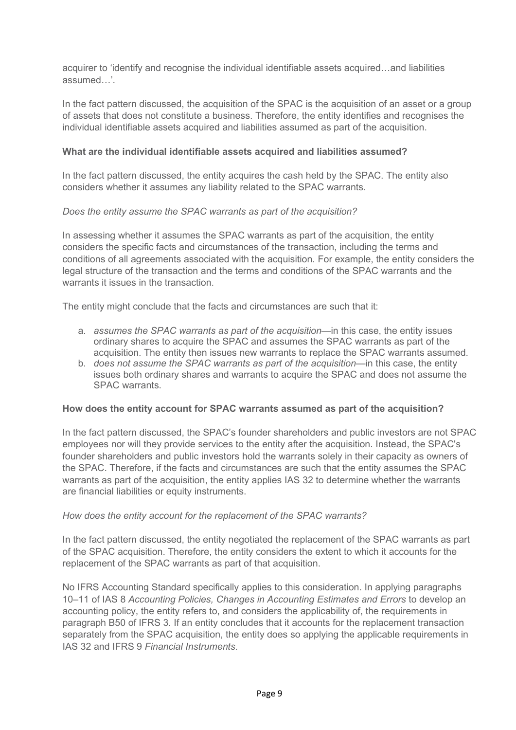acquirer to 'identify and recognise the individual identifiable assets acquired…and liabilities assumed…'.

In the fact pattern discussed, the acquisition of the SPAC is the acquisition of an asset or a group of assets that does not constitute a business. Therefore, the entity identifies and recognises the individual identifiable assets acquired and liabilities assumed as part of the acquisition.

**What are the individual identifiable assets acquired and liabilities assumed?**

In the fact pattern discussed, the entity acquires the cash held by the SPAC. The entity also considers whether it assumes any liability related to the SPAC warrants.

*Does the entity assume the SPAC warrants as part of the acquisition?*

In assessing whether it assumes the SPAC warrants as part of the acquisition, the entity considers the specific facts and circumstances of the transaction, including the terms and conditions of all agreements associated with the acquisition. For example, the entity considers the legal structure of the transaction and the terms and conditions of the SPAC warrants and the warrants it issues in the transaction.

The entity might conclude that the facts and circumstances are such that it:

a. *assumes the SPAC warrants as part of the acquisition*—in this case, the entity issues ordinary shares to acquire the SPAC and assumes the SPAC warrants as part of the acquisition. The entity then issues new warrants to replace the SPAC warrants assumed.
b. *does not assume the SPAC warrants as part of the acquisition*—in this case, the entity issues both ordinary shares and warrants to acquire the SPAC and does not assume the SPAC warrants.

**How does the entity account for SPAC warrants assumed as part of the acquisition?**

In the fact pattern discussed, the SPAC's founder shareholders and public investors are not SPAC employees nor will they provide services to the entity after the acquisition. Instead, the SPAC's founder shareholders and public investors hold the warrants solely in their capacity as owners of the SPAC. Therefore, if the facts and circumstances are such that the entity assumes the SPAC warrants as part of the acquisition, the entity applies IAS 32 to determine whether the warrants are financial liabilities or equity instruments.

*How does the entity account for the replacement of the SPAC warrants?*

In the fact pattern discussed, the entity negotiated the replacement of the SPAC warrants as part of the SPAC acquisition. Therefore, the entity considers the extent to which it accounts for the replacement of the SPAC warrants as part of that acquisition.

No IFRS Accounting Standard specifically applies to this consideration. In applying paragraphs 10–11 of IAS 8 *Accounting Policies, Changes in Accounting Estimates and Errors* to develop an accounting policy, the entity refers to, and considers the applicability of, the requirements in paragraph B50 of IFRS 3. If an entity concludes that it accounts for the replacement transaction separately from the SPAC acquisition, the entity does so applying the applicable requirements in IAS 32 and IFRS 9 *Financial Instruments*.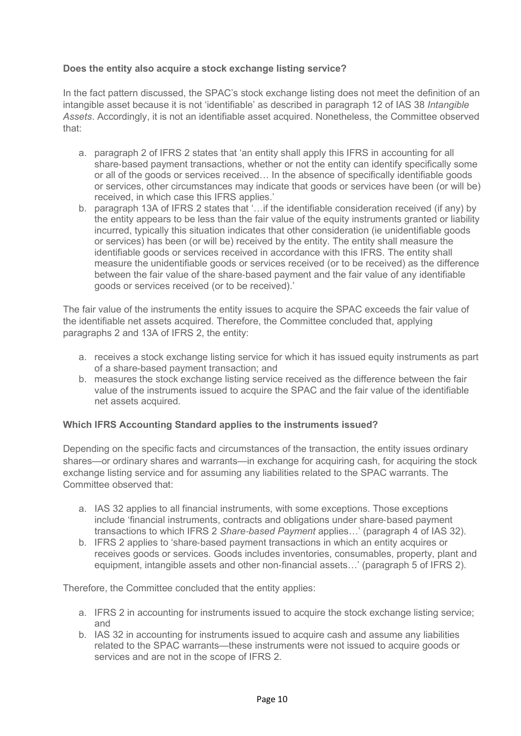**Does the entity also acquire a stock exchange listing service?**

In the fact pattern discussed, the SPAC's stock exchange listing does not meet the definition of an intangible asset because it is not 'identifiable' as described in paragraph 12 of IAS 38 *Intangible Assets*. Accordingly, it is not an identifiable asset acquired. Nonetheless, the Committee observed that:

a. paragraph 2 of IFRS 2 states that 'an entity shall apply this IFRS in accounting for all share-based payment transactions, whether or not the entity can identify specifically some or all of the goods or services received… In the absence of specifically identifiable goods or services, other circumstances may indicate that goods or services have been (or will be) received, in which case this IFRS applies.'
b. paragraph 13A of IFRS 2 states that '…if the identifiable consideration received (if any) by the entity appears to be less than the fair value of the equity instruments granted or liability incurred, typically this situation indicates that other consideration (ie unidentifiable goods or services) has been (or will be) received by the entity. The entity shall measure the identifiable goods or services received in accordance with this IFRS. The entity shall measure the unidentifiable goods or services received (or to be received) as the difference between the fair value of the share-based payment and the fair value of any identifiable goods or services received (or to be received).'

The fair value of the instruments the entity issues to acquire the SPAC exceeds the fair value of the identifiable net assets acquired. Therefore, the Committee concluded that, applying paragraphs 2 and 13A of IFRS 2, the entity:

a. receives a stock exchange listing service for which it has issued equity instruments as part of a share-based payment transaction; and
b. measures the stock exchange listing service received as the difference between the fair value of the instruments issued to acquire the SPAC and the fair value of the identifiable net assets acquired.

**Which IFRS Accounting Standard applies to the instruments issued?**

Depending on the specific facts and circumstances of the transaction, the entity issues ordinary shares—or ordinary shares and warrants—in exchange for acquiring cash, for acquiring the stock exchange listing service and for assuming any liabilities related to the SPAC warrants. The Committee observed that:

a. IAS 32 applies to all financial instruments, with some exceptions. Those exceptions include 'financial instruments, contracts and obligations under share-based payment transactions to which IFRS 2 *Share-based Payment* applies…' (paragraph 4 of IAS 32).
b. IFRS 2 applies to 'share-based payment transactions in which an entity acquires or receives goods or services. Goods includes inventories, consumables, property, plant and equipment, intangible assets and other non-financial assets…' (paragraph 5 of IFRS 2).

Therefore, the Committee concluded that the entity applies:

a. IFRS 2 in accounting for instruments issued to acquire the stock exchange listing service; and
b. IAS 32 in accounting for instruments issued to acquire cash and assume any liabilities related to the SPAC warrants—these instruments were not issued to acquire goods or services and are not in the scope of IFRS 2.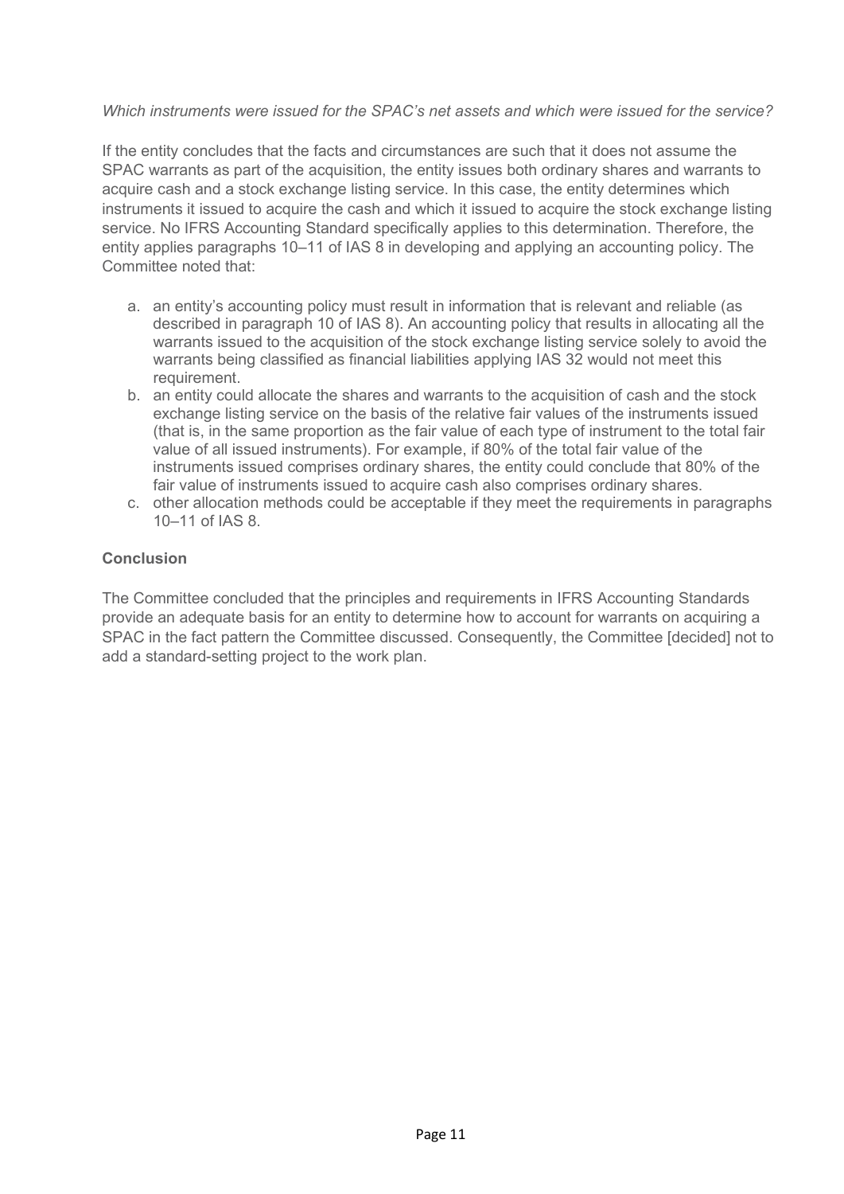*Which instruments were issued for the SPAC's net assets and which were issued for the service?*

If the entity concludes that the facts and circumstances are such that it does not assume the SPAC warrants as part of the acquisition, the entity issues both ordinary shares and warrants to acquire cash and a stock exchange listing service. In this case, the entity determines which instruments it issued to acquire the cash and which it issued to acquire the stock exchange listing service. No IFRS Accounting Standard specifically applies to this determination. Therefore, the entity applies paragraphs 10–11 of IAS 8 in developing and applying an accounting policy. The Committee noted that:

a. an entity's accounting policy must result in information that is relevant and reliable (as described in paragraph 10 of IAS 8). An accounting policy that results in allocating all the warrants issued to the acquisition of the stock exchange listing service solely to avoid the warrants being classified as financial liabilities applying IAS 32 would not meet this requirement.
b. an entity could allocate the shares and warrants to the acquisition of cash and the stock exchange listing service on the basis of the relative fair values of the instruments issued (that is, in the same proportion as the fair value of each type of instrument to the total fair value of all issued instruments). For example, if 80% of the total fair value of the instruments issued comprises ordinary shares, the entity could conclude that 80% of the fair value of instruments issued to acquire cash also comprises ordinary shares.
c. other allocation methods could be acceptable if they meet the requirements in paragraphs 10–11 of IAS 8.

**Conclusion**

The Committee concluded that the principles and requirements in IFRS Accounting Standards provide an adequate basis for an entity to determine how to account for warrants on acquiring a SPAC in the fact pattern the Committee discussed. Consequently, the Committee [decided] not to add a standard-setting project to the work plan.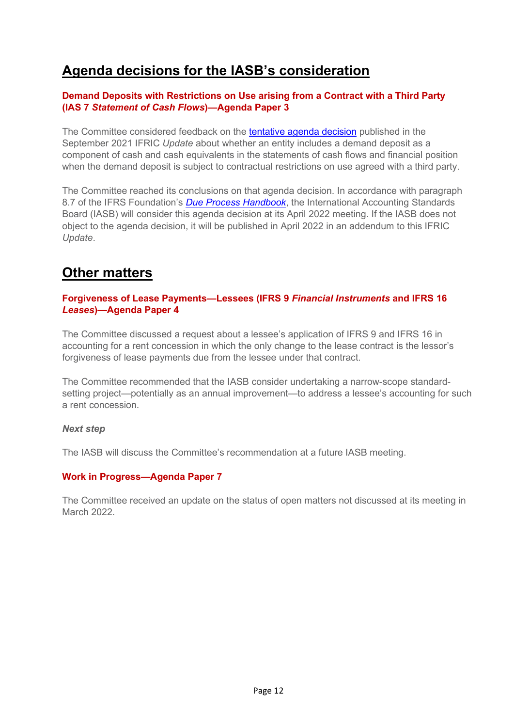# Agenda decisions for the IASB's consideration

### Demand Deposits with Restrictions on Use arising from a Contract with a Third Party (IAS 7 *Statement of Cash Flows*)—Agenda Paper 3

The Committee considered feedback on the tentative agenda decision published in the September 2021 IFRIC *Update* about whether an entity includes a demand deposit as a component of cash and cash equivalents in the statements of cash flows and financial position when the demand deposit is subject to contractual restrictions on use agreed with a third party.

The Committee reached its conclusions on that agenda decision. In accordance with paragraph 8.7 of the IFRS Foundation's *Due Process Handbook*, the International Accounting Standards Board (IASB) will consider this agenda decision at its April 2022 meeting. If the IASB does not object to the agenda decision, it will be published in April 2022 in an addendum to this IFRIC *Update*.

# Other matters

### Forgiveness of Lease Payments—Lessees (IFRS 9 *Financial Instruments* and IFRS 16 *Leases*)—Agenda Paper 4

The Committee discussed a request about a lessee's application of IFRS 9 and IFRS 16 in accounting for a rent concession in which the only change to the lease contract is the lessor's forgiveness of lease payments due from the lessee under that contract.

The Committee recommended that the IASB consider undertaking a narrow-scope standard-setting project—potentially as an annual improvement—to address a lessee's accounting for such a rent concession.

***Next step***

The IASB will discuss the Committee's recommendation at a future IASB meeting.

### Work in Progress—Agenda Paper 7

The Committee received an update on the status of open matters not discussed at its meeting in March 2022.